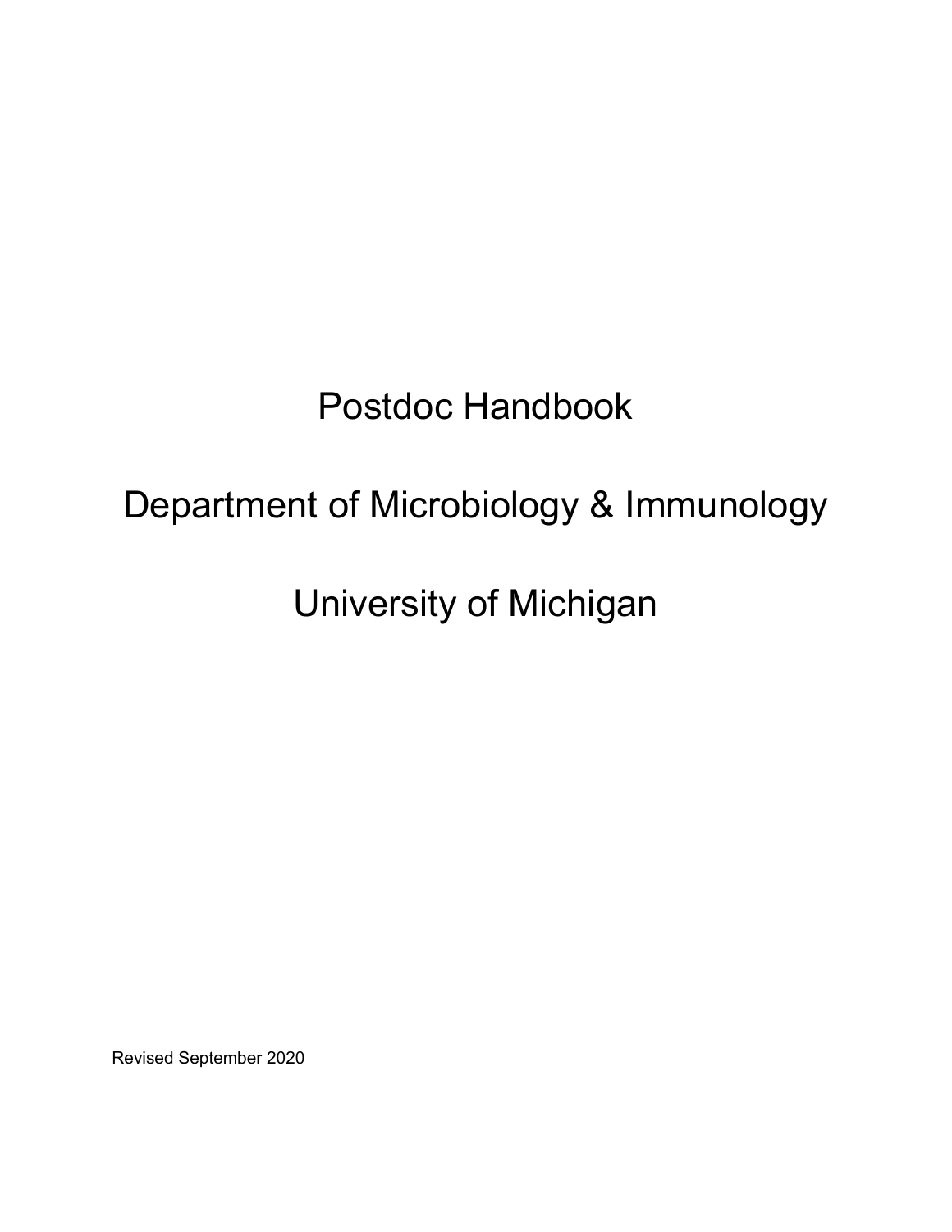# Postdoc Handbook

# Department of Microbiology & Immunology

# University of Michigan

Revised September 2020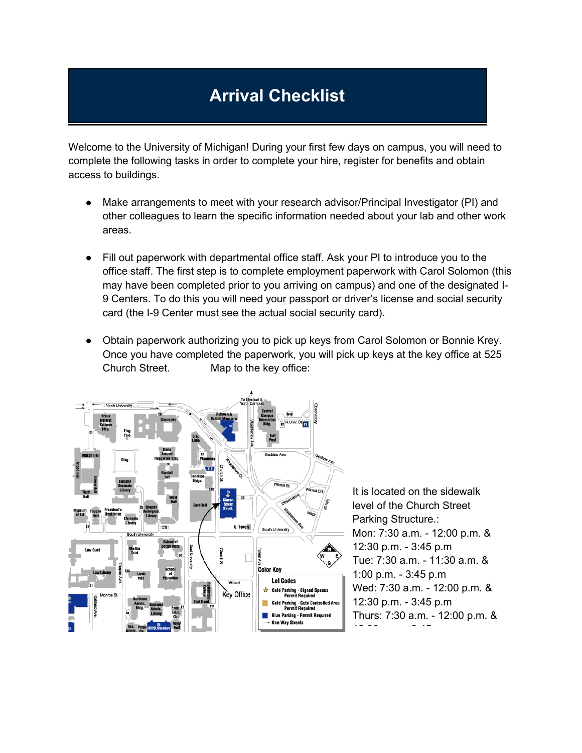# Arrival Checklist

Welcome to the University of Michigan! During your first few days on campus, you will need to complete the following tasks in order to complete your hire, register for benefits and obtain access to buildings.

- Make arrangements to meet with your research advisor/Principal Investigator (PI) and other colleagues to learn the specific information needed about your lab and other work areas.
- Fill out paperwork with departmental office staff. Ask your PI to introduce you to the office staff. The first step is to complete employment paperwork with Carol Solomon (this may have been completed prior to you arriving on campus) and one of the designated I-9 Centers. To do this you will need your passport or driver's license and social security card (the I-9 Center must see the actual social security card).
- Obtain paperwork authorizing you to pick up keys from Carol Solomon or Bonnie Krey. Once you have completed the paperwork, you will pick up keys at the key office at 525 Church Street. Map to the key office:

It is located on the sidewalk level of the Church Street Parking Structure.:

Mon: 7:30 a.m. - 12:00 p.m. & 12:30 p.m. - 3:45 p.m

Tue: 7:30 a.m. - 11:30 a.m. & 1:00 p.m. - 3:45 p.m

Wed: 7:30 a.m. - 12:00 p.m. & 12:30 p.m. - 3:45 p.m

Thurs: 7:30 a.m. - 12:00 p.m. &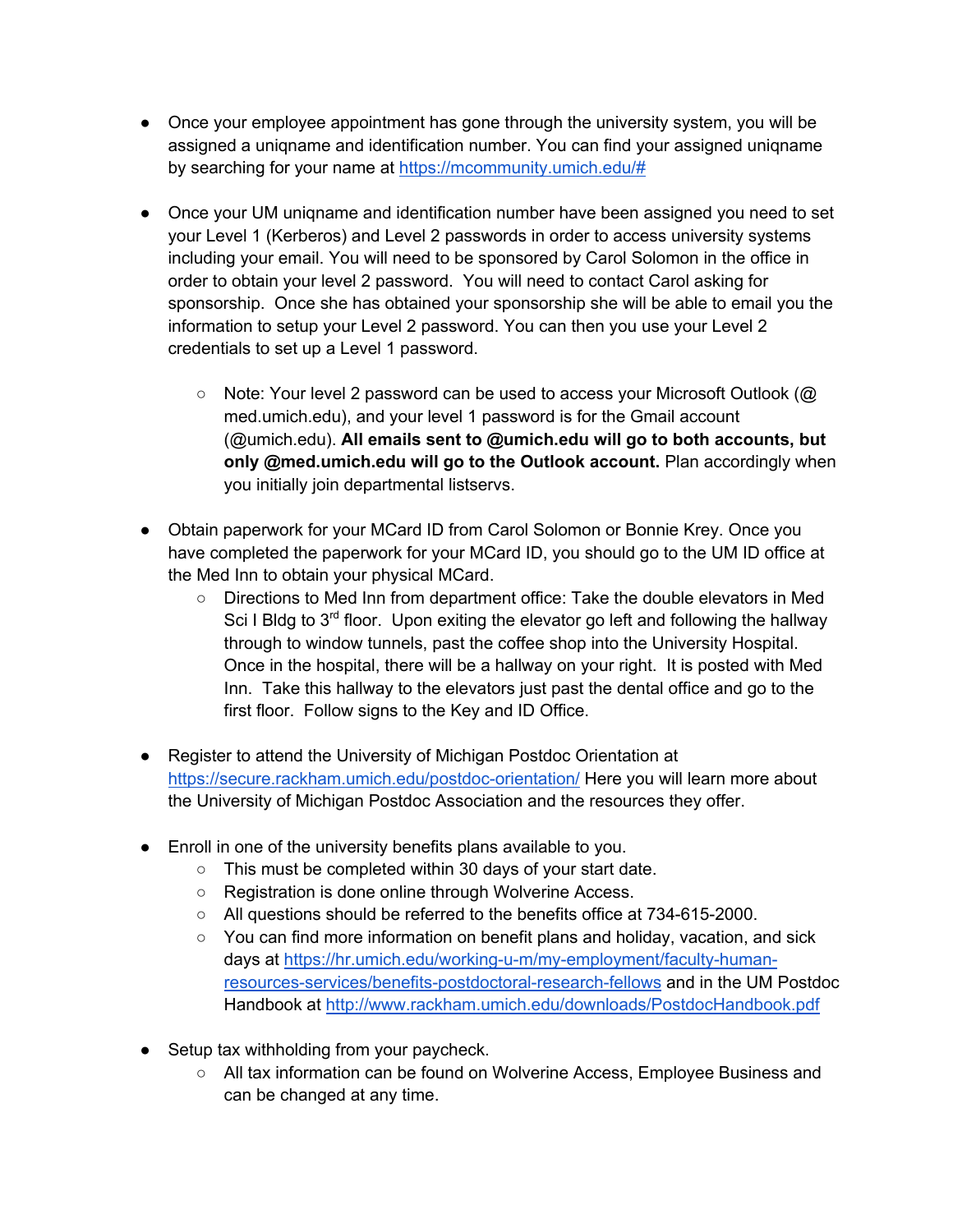- Once your employee appointment has gone through the university system, you will be assigned a uniqname and identification number. You can find your assigned uniqname by searching for your name at https://mcommunity.umich.edu/#

- Once your UM uniqname and identification number have been assigned you need to set your Level 1 (Kerberos) and Level 2 passwords in order to access university systems including your email. You will need to be sponsored by Carol Solomon in the office in order to obtain your level 2 password. You will need to contact Carol asking for sponsorship. Once she has obtained your sponsorship she will be able to email you the information to setup your Level 2 password. You can then you use your Level 2 credentials to set up a Level 1 password.

  - Note: Your level 2 password can be used to access your Microsoft Outlook (@ med.umich.edu), and your level 1 password is for the Gmail account (@umich.edu). **All emails sent to @umich.edu will go to both accounts, but only @med.umich.edu will go to the Outlook account.** Plan accordingly when you initially join departmental listservs.

- Obtain paperwork for your MCard ID from Carol Solomon or Bonnie Krey. Once you have completed the paperwork for your MCard ID, you should go to the UM ID office at the Med Inn to obtain your physical MCard.
  - Directions to Med Inn from department office: Take the double elevators in Med Sci I Bldg to 3rd floor. Upon exiting the elevator go left and following the hallway through to window tunnels, past the coffee shop into the University Hospital. Once in the hospital, there will be a hallway on your right. It is posted with Med Inn. Take this hallway to the elevators just past the dental office and go to the first floor. Follow signs to the Key and ID Office.

- Register to attend the University of Michigan Postdoc Orientation at https://secure.rackham.umich.edu/postdoc-orientation/ Here you will learn more about the University of Michigan Postdoc Association and the resources they offer.

- Enroll in one of the university benefits plans available to you.
  - This must be completed within 30 days of your start date.
  - Registration is done online through Wolverine Access.
  - All questions should be referred to the benefits office at 734-615-2000.
  - You can find more information on benefit plans and holiday, vacation, and sick days at https://hr.umich.edu/working-u-m/my-employment/faculty-human-resources-services/benefits-postdoctoral-research-fellows and in the UM Postdoc Handbook at http://www.rackham.umich.edu/downloads/PostdocHandbook.pdf

- Setup tax withholding from your paycheck.
  - All tax information can be found on Wolverine Access, Employee Business and can be changed at any time.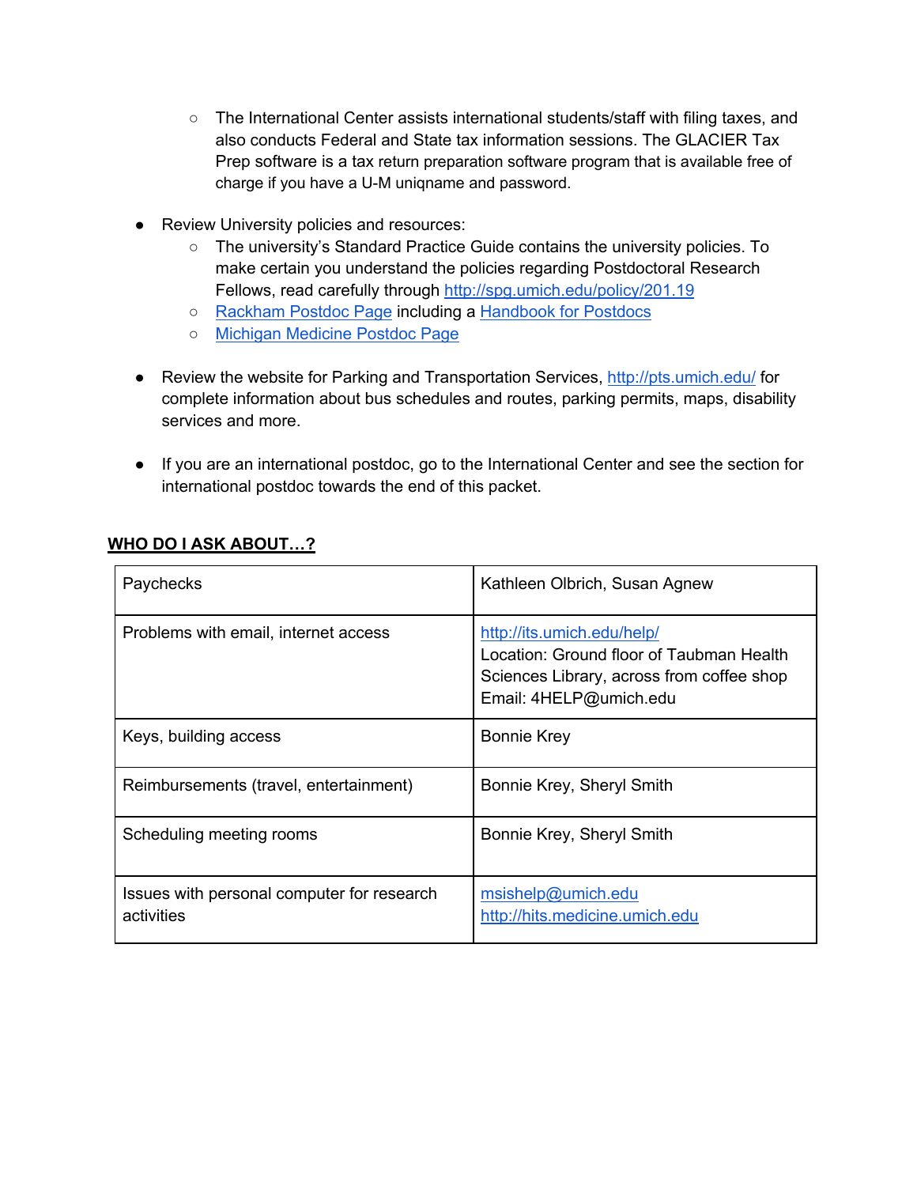- The International Center assists international students/staff with filing taxes, and also conducts Federal and State tax information sessions. The GLACIER Tax Prep software is a tax return preparation software program that is available free of charge if you have a U-M uniqname and password.

- Review University policies and resources:
  - The university's Standard Practice Guide contains the university policies. To make certain you understand the policies regarding Postdoctoral Research Fellows, read carefully through http://spg.umich.edu/policy/201.19
  - Rackham Postdoc Page including a Handbook for Postdocs
  - Michigan Medicine Postdoc Page

- Review the website for Parking and Transportation Services, http://pts.umich.edu/ for complete information about bus schedules and routes, parking permits, maps, disability services and more.

- If you are an international postdoc, go to the International Center and see the section for international postdoc towards the end of this packet.

**WHO DO I ASK ABOUT…?**

| | |
|---|---|
| Paychecks | Kathleen Olbrich, Susan Agnew |
| Problems with email, internet access | http://its.umich.edu/help/<br>Location: Ground floor of Taubman Health Sciences Library, across from coffee shop<br>Email: 4HELP@umich.edu |
| Keys, building access | Bonnie Krey |
| Reimbursements (travel, entertainment) | Bonnie Krey, Sheryl Smith |
| Scheduling meeting rooms | Bonnie Krey, Sheryl Smith |
| Issues with personal computer for research activities | msishelp@umich.edu<br>http://hits.medicine.umich.edu |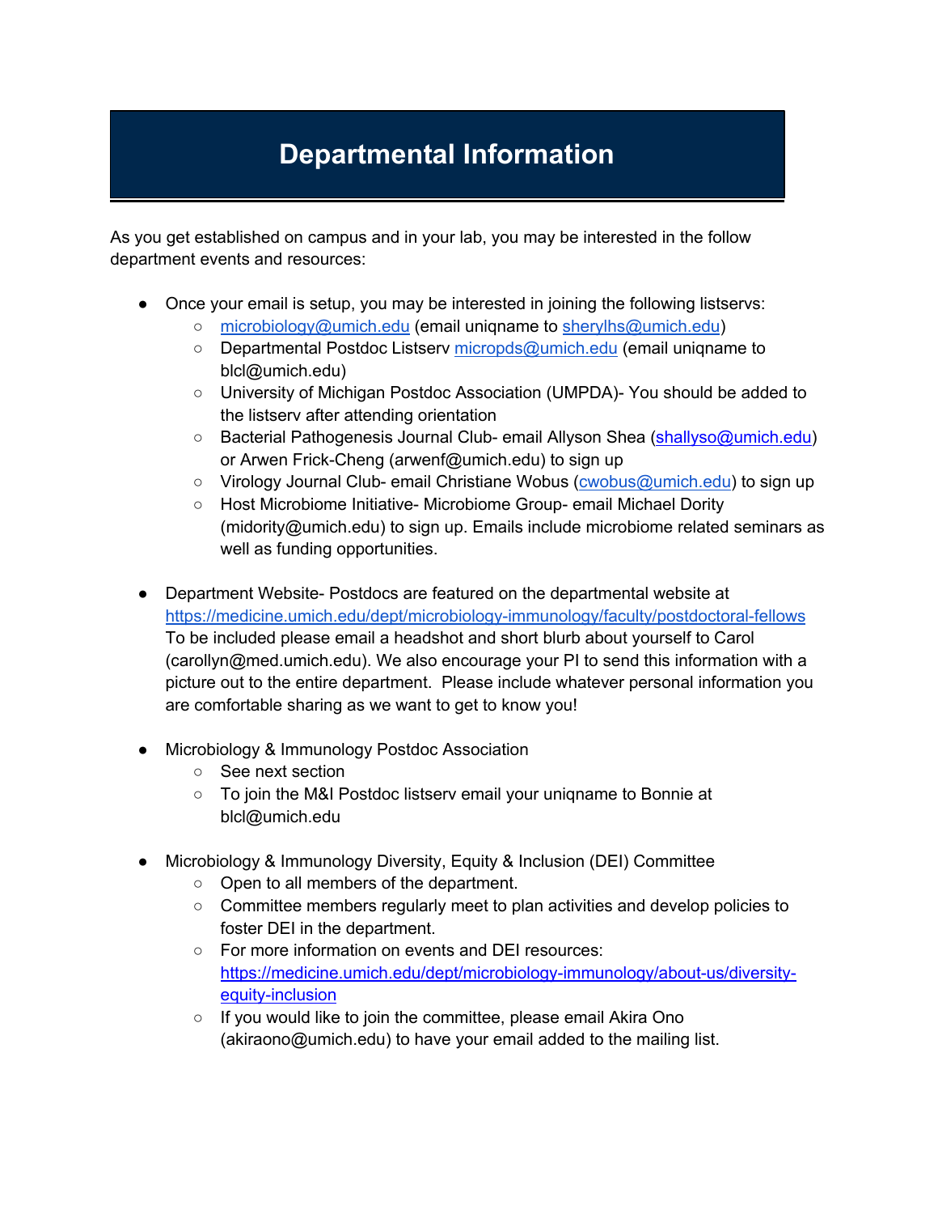# Departmental Information

As you get established on campus and in your lab, you may be interested in the follow department events and resources:

- Once your email is setup, you may be interested in joining the following listservs:
  - microbiology@umich.edu (email uniqname to sherylhs@umich.edu)
  - Departmental Postdoc Listserv micropds@umich.edu (email uniqname to blcl@umich.edu)
  - University of Michigan Postdoc Association (UMPDA)- You should be added to the listserv after attending orientation
  - Bacterial Pathogenesis Journal Club- email Allyson Shea (shallyso@umich.edu) or Arwen Frick-Cheng (arwenf@umich.edu) to sign up
  - Virology Journal Club- email Christiane Wobus (cwobus@umich.edu) to sign up
  - Host Microbiome Initiative- Microbiome Group- email Michael Dority (midority@umich.edu) to sign up. Emails include microbiome related seminars as well as funding opportunities.

- Department Website- Postdocs are featured on the departmental website at https://medicine.umich.edu/dept/microbiology-immunology/faculty/postdoctoral-fellows To be included please email a headshot and short blurb about yourself to Carol (carollyn@med.umich.edu). We also encourage your PI to send this information with a picture out to the entire department. Please include whatever personal information you are comfortable sharing as we want to get to know you!

- Microbiology & Immunology Postdoc Association
  - See next section
  - To join the M&I Postdoc listserv email your uniqname to Bonnie at blcl@umich.edu

- Microbiology & Immunology Diversity, Equity & Inclusion (DEI) Committee
  - Open to all members of the department.
  - Committee members regularly meet to plan activities and develop policies to foster DEI in the department.
  - For more information on events and DEI resources: https://medicine.umich.edu/dept/microbiology-immunology/about-us/diversity-equity-inclusion
  - If you would like to join the committee, please email Akira Ono (akiraono@umich.edu) to have your email added to the mailing list.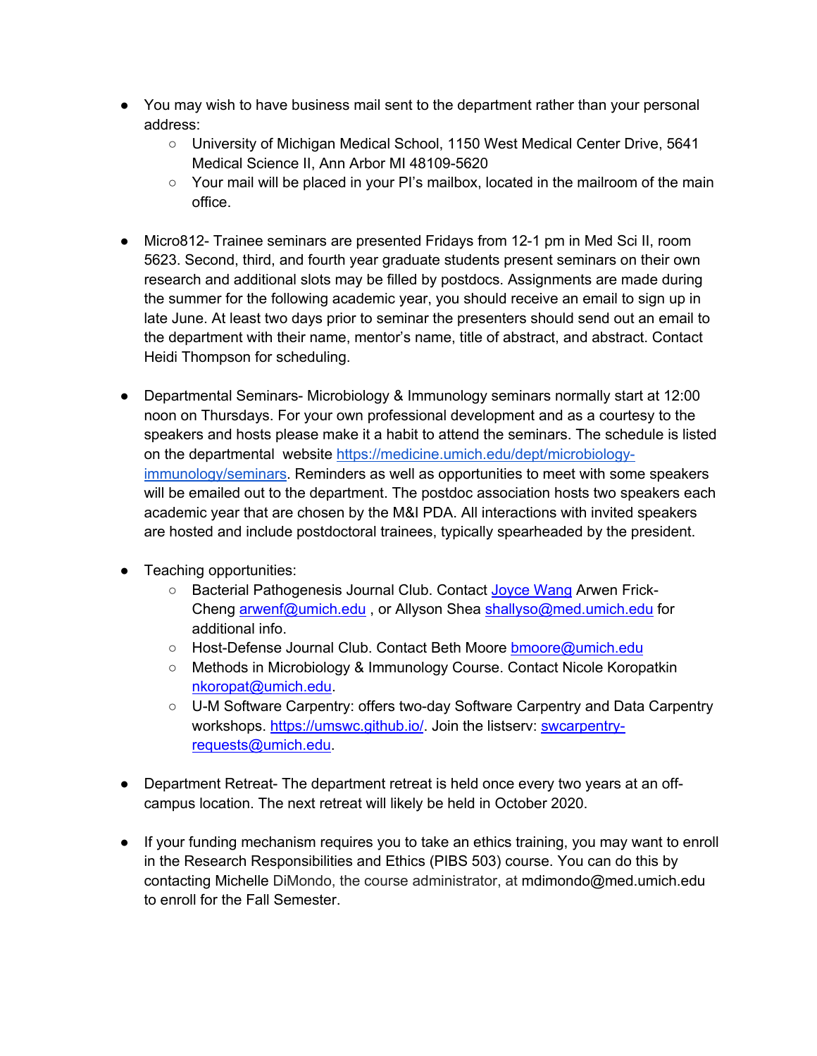- You may wish to have business mail sent to the department rather than your personal address:
  - University of Michigan Medical School, 1150 West Medical Center Drive, 5641 Medical Science II, Ann Arbor MI 48109-5620
  - Your mail will be placed in your PI's mailbox, located in the mailroom of the main office.

- Micro812- Trainee seminars are presented Fridays from 12-1 pm in Med Sci II, room 5623. Second, third, and fourth year graduate students present seminars on their own research and additional slots may be filled by postdocs. Assignments are made during the summer for the following academic year, you should receive an email to sign up in late June. At least two days prior to seminar the presenters should send out an email to the department with their name, mentor's name, title of abstract, and abstract. Contact Heidi Thompson for scheduling.

- Departmental Seminars- Microbiology & Immunology seminars normally start at 12:00 noon on Thursdays. For your own professional development and as a courtesy to the speakers and hosts please make it a habit to attend the seminars. The schedule is listed on the departmental website https://medicine.umich.edu/dept/microbiology-immunology/seminars. Reminders as well as opportunities to meet with some speakers will be emailed out to the department. The postdoc association hosts two speakers each academic year that are chosen by the M&I PDA. All interactions with invited speakers are hosted and include postdoctoral trainees, typically spearheaded by the president.

- Teaching opportunities:
  - Bacterial Pathogenesis Journal Club. Contact Joyce Wang Arwen Frick-Cheng arwenf@umich.edu , or Allyson Shea shallyso@med.umich.edu for additional info.
  - Host-Defense Journal Club. Contact Beth Moore bmoore@umich.edu
  - Methods in Microbiology & Immunology Course. Contact Nicole Koropatkin nkoropat@umich.edu.
  - U-M Software Carpentry: offers two-day Software Carpentry and Data Carpentry workshops. https://umswc.github.io/. Join the listserv: swcarpentry-requests@umich.edu.

- Department Retreat- The department retreat is held once every two years at an off-campus location. The next retreat will likely be held in October 2020.

- If your funding mechanism requires you to take an ethics training, you may want to enroll in the Research Responsibilities and Ethics (PIBS 503) course. You can do this by contacting Michelle DiMondo, the course administrator, at mdimondo@med.umich.edu to enroll for the Fall Semester.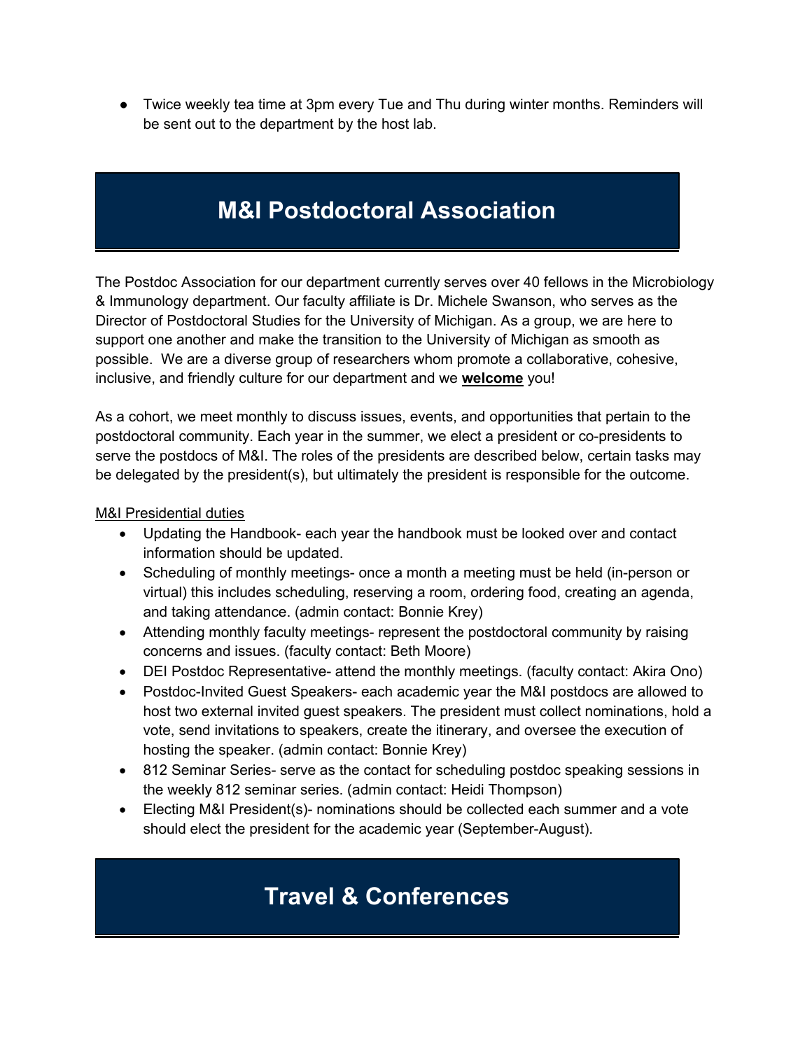- Twice weekly tea time at 3pm every Tue and Thu during winter months. Reminders will be sent out to the department by the host lab.

# M&I Postdoctoral Association

The Postdoc Association for our department currently serves over 40 fellows in the Microbiology & Immunology department. Our faculty affiliate is Dr. Michele Swanson, who serves as the Director of Postdoctoral Studies for the University of Michigan. As a group, we are here to support one another and make the transition to the University of Michigan as smooth as possible. We are a diverse group of researchers whom promote a collaborative, cohesive, inclusive, and friendly culture for our department and we **welcome** you!

As a cohort, we meet monthly to discuss issues, events, and opportunities that pertain to the postdoctoral community. Each year in the summer, we elect a president or co-presidents to serve the postdocs of M&I. The roles of the presidents are described below, certain tasks may be delegated by the president(s), but ultimately the president is responsible for the outcome.

M&I Presidential duties

- Updating the Handbook- each year the handbook must be looked over and contact information should be updated.
- Scheduling of monthly meetings- once a month a meeting must be held (in-person or virtual) this includes scheduling, reserving a room, ordering food, creating an agenda, and taking attendance. (admin contact: Bonnie Krey)
- Attending monthly faculty meetings- represent the postdoctoral community by raising concerns and issues. (faculty contact: Beth Moore)
- DEI Postdoc Representative- attend the monthly meetings. (faculty contact: Akira Ono)
- Postdoc-Invited Guest Speakers- each academic year the M&I postdocs are allowed to host two external invited guest speakers. The president must collect nominations, hold a vote, send invitations to speakers, create the itinerary, and oversee the execution of hosting the speaker. (admin contact: Bonnie Krey)
- 812 Seminar Series- serve as the contact for scheduling postdoc speaking sessions in the weekly 812 seminar series. (admin contact: Heidi Thompson)
- Electing M&I President(s)- nominations should be collected each summer and a vote should elect the president for the academic year (September-August).

# Travel & Conferences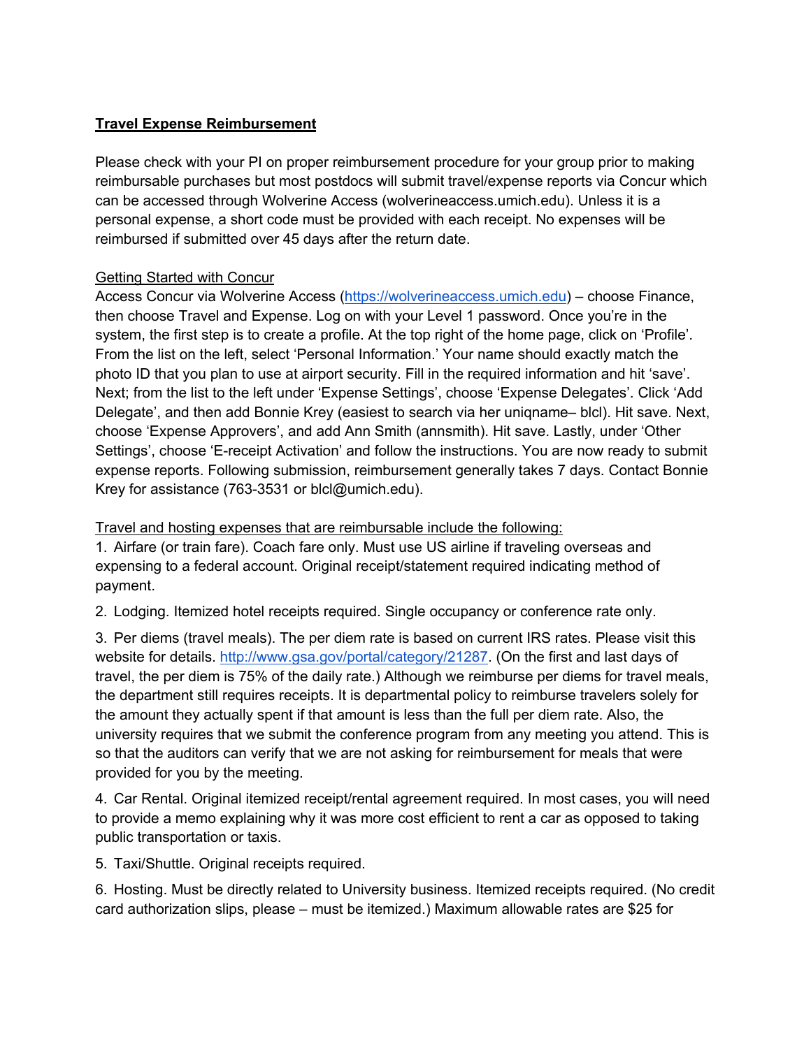**Travel Expense Reimbursement**

Please check with your PI on proper reimbursement procedure for your group prior to making reimbursable purchases but most postdocs will submit travel/expense reports via Concur which can be accessed through Wolverine Access (wolverineaccess.umich.edu). Unless it is a personal expense, a short code must be provided with each receipt. No expenses will be reimbursed if submitted over 45 days after the return date.

Getting Started with Concur

Access Concur via Wolverine Access ([https://wolverineaccess.umich.edu](https://wolverineaccess.umich.edu)) – choose Finance, then choose Travel and Expense. Log on with your Level 1 password. Once you're in the system, the first step is to create a profile. At the top right of the home page, click on 'Profile'. From the list on the left, select 'Personal Information.' Your name should exactly match the photo ID that you plan to use at airport security. Fill in the required information and hit 'save'. Next; from the list to the left under 'Expense Settings', choose 'Expense Delegates'. Click 'Add Delegate', and then add Bonnie Krey (easiest to search via her uniqname– blcl). Hit save. Next, choose 'Expense Approvers', and add Ann Smith (annsmith). Hit save. Lastly, under 'Other Settings', choose 'E-receipt Activation' and follow the instructions. You are now ready to submit expense reports. Following submission, reimbursement generally takes 7 days. Contact Bonnie Krey for assistance (763-3531 or blcl@umich.edu).

Travel and hosting expenses that are reimbursable include the following:

1. Airfare (or train fare). Coach fare only. Must use US airline if traveling overseas and expensing to a federal account. Original receipt/statement required indicating method of payment.

2. Lodging. Itemized hotel receipts required. Single occupancy or conference rate only.

3. Per diems (travel meals). The per diem rate is based on current IRS rates. Please visit this website for details. [http://www.gsa.gov/portal/category/21287](http://www.gsa.gov/portal/category/21287). (On the first and last days of travel, the per diem is 75% of the daily rate.) Although we reimburse per diems for travel meals, the department still requires receipts. It is departmental policy to reimburse travelers solely for the amount they actually spent if that amount is less than the full per diem rate. Also, the university requires that we submit the conference program from any meeting you attend. This is so that the auditors can verify that we are not asking for reimbursement for meals that were provided for you by the meeting.

4. Car Rental. Original itemized receipt/rental agreement required. In most cases, you will need to provide a memo explaining why it was more cost efficient to rent a car as opposed to taking public transportation or taxis.

5. Taxi/Shuttle. Original receipts required.

6. Hosting. Must be directly related to University business. Itemized receipts required. (No credit card authorization slips, please – must be itemized.) Maximum allowable rates are $25 for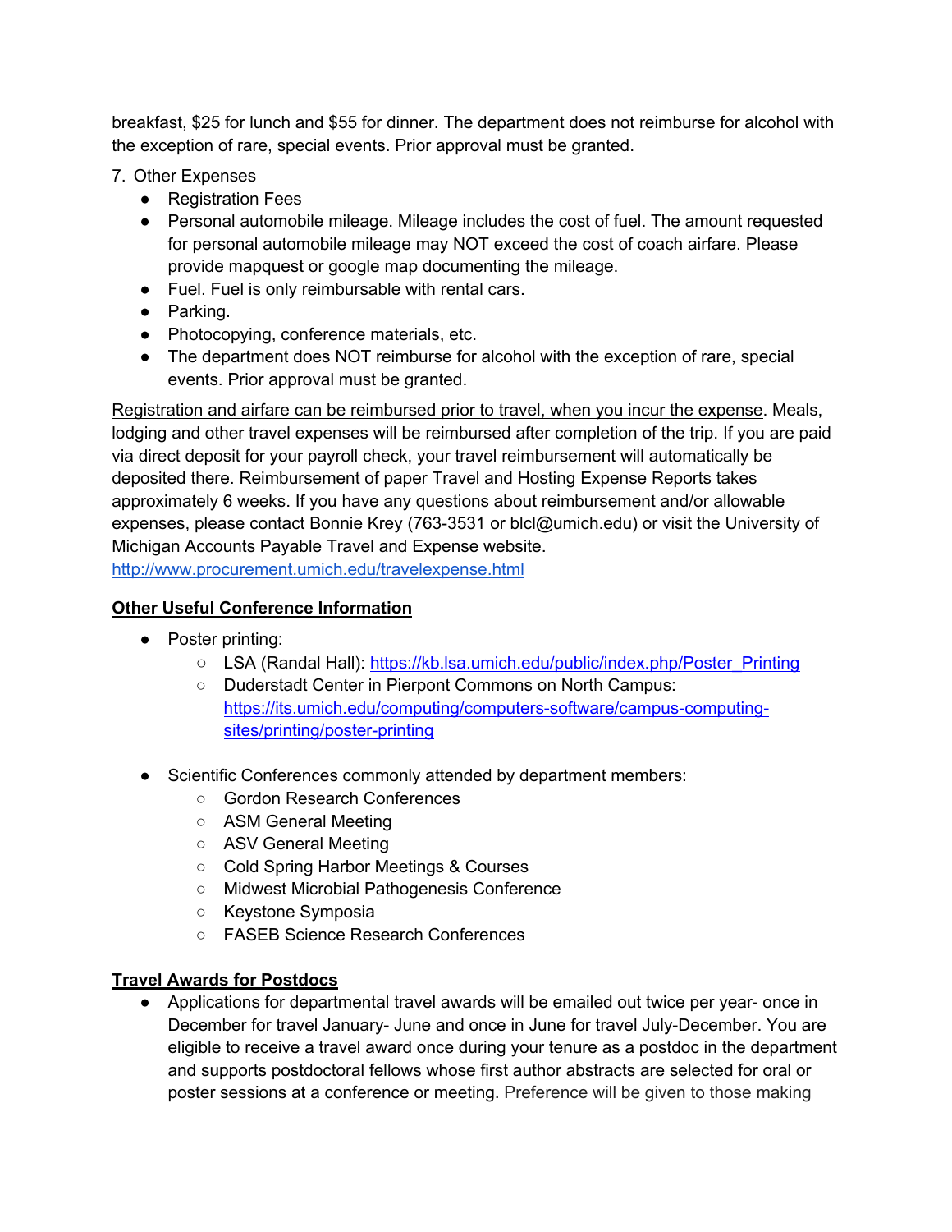breakfast, $25 for lunch and $55 for dinner. The department does not reimburse for alcohol with the exception of rare, special events. Prior approval must be granted.

7. Other Expenses
   - Registration Fees
   - Personal automobile mileage. Mileage includes the cost of fuel. The amount requested for personal automobile mileage may NOT exceed the cost of coach airfare. Please provide mapquest or google map documenting the mileage.
   - Fuel. Fuel is only reimbursable with rental cars.
   - Parking.
   - Photocopying, conference materials, etc.
   - The department does NOT reimburse for alcohol with the exception of rare, special events. Prior approval must be granted.

<u>Registration and airfare can be reimbursed prior to travel, when you incur the expense</u>. Meals, lodging and other travel expenses will be reimbursed after completion of the trip. If you are paid via direct deposit for your payroll check, your travel reimbursement will automatically be deposited there. Reimbursement of paper Travel and Hosting Expense Reports takes approximately 6 weeks. If you have any questions about reimbursement and/or allowable expenses, please contact Bonnie Krey (763-3531 or blcl@umich.edu) or visit the University of Michigan Accounts Payable Travel and Expense website.
http://www.procurement.umich.edu/travelexpense.html

**<u>Other Useful Conference Information</u>**

- Poster printing:
  - LSA (Randal Hall): https://kb.lsa.umich.edu/public/index.php/Poster_Printing
  - Duderstadt Center in Pierpont Commons on North Campus: https://its.umich.edu/computing/computers-software/campus-computing-sites/printing/poster-printing

- Scientific Conferences commonly attended by department members:
  - Gordon Research Conferences
  - ASM General Meeting
  - ASV General Meeting
  - Cold Spring Harbor Meetings & Courses
  - Midwest Microbial Pathogenesis Conference
  - Keystone Symposia
  - FASEB Science Research Conferences

**<u>Travel Awards for Postdocs</u>**

- Applications for departmental travel awards will be emailed out twice per year- once in December for travel January- June and once in June for travel July-December. You are eligible to receive a travel award once during your tenure as a postdoc in the department and supports postdoctoral fellows whose first author abstracts are selected for oral or poster sessions at a conference or meeting. Preference will be given to those making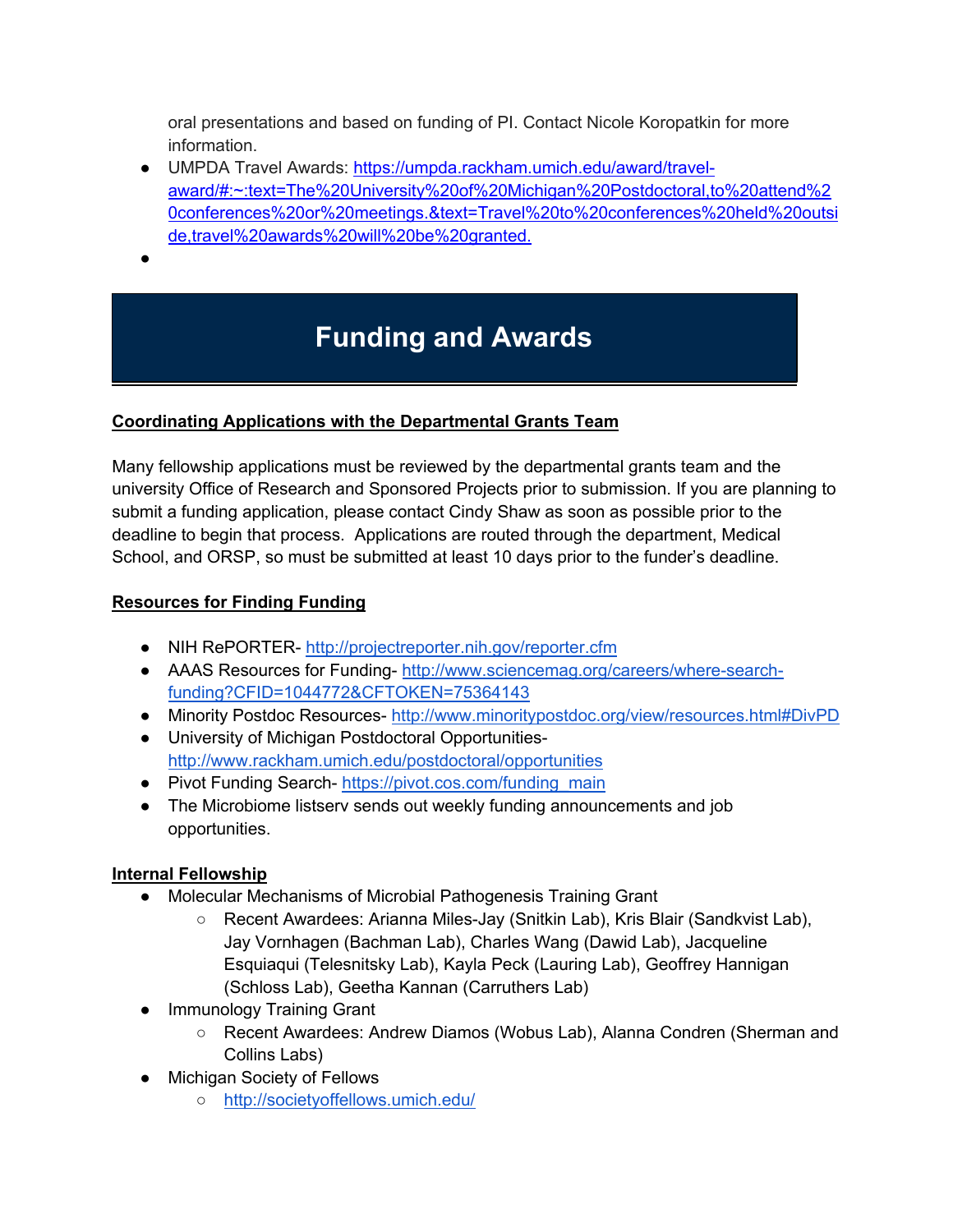oral presentations and based on funding of PI. Contact Nicole Koropatkin for more information.

- UMPDA Travel Awards: https://umpda.rackham.umich.edu/award/travel-award/#:~:text=The%20University%20of%20Michigan%20Postdoctoral,to%20attend%20conferences%20or%20meetings.&text=Travel%20to%20conferences%20held%20outside,travel%20awards%20will%20be%20granted.
- 

# Funding and Awards

**Coordinating Applications with the Departmental Grants Team**

Many fellowship applications must be reviewed by the departmental grants team and the university Office of Research and Sponsored Projects prior to submission. If you are planning to submit a funding application, please contact Cindy Shaw as soon as possible prior to the deadline to begin that process. Applications are routed through the department, Medical School, and ORSP, so must be submitted at least 10 days prior to the funder's deadline.

**Resources for Finding Funding**

- NIH RePORTER- http://projectreporter.nih.gov/reporter.cfm
- AAAS Resources for Funding- http://www.sciencemag.org/careers/where-search-funding?CFID=1044772&CFTOKEN=75364143
- Minority Postdoc Resources- http://www.minoritypostdoc.org/view/resources.html#DivPD
- University of Michigan Postdoctoral Opportunities- http://www.rackham.umich.edu/postdoctoral/opportunities
- Pivot Funding Search- https://pivot.cos.com/funding_main
- The Microbiome listserv sends out weekly funding announcements and job opportunities.

**Internal Fellowship**

- Molecular Mechanisms of Microbial Pathogenesis Training Grant
  - Recent Awardees: Arianna Miles-Jay (Snitkin Lab), Kris Blair (Sandkvist Lab), Jay Vornhagen (Bachman Lab), Charles Wang (Dawid Lab), Jacqueline Esquiaqui (Telesnitsky Lab), Kayla Peck (Lauring Lab), Geoffrey Hannigan (Schloss Lab), Geetha Kannan (Carruthers Lab)
- Immunology Training Grant
  - Recent Awardees: Andrew Diamos (Wobus Lab), Alanna Condren (Sherman and Collins Labs)
- Michigan Society of Fellows
  - http://societyoffellows.umich.edu/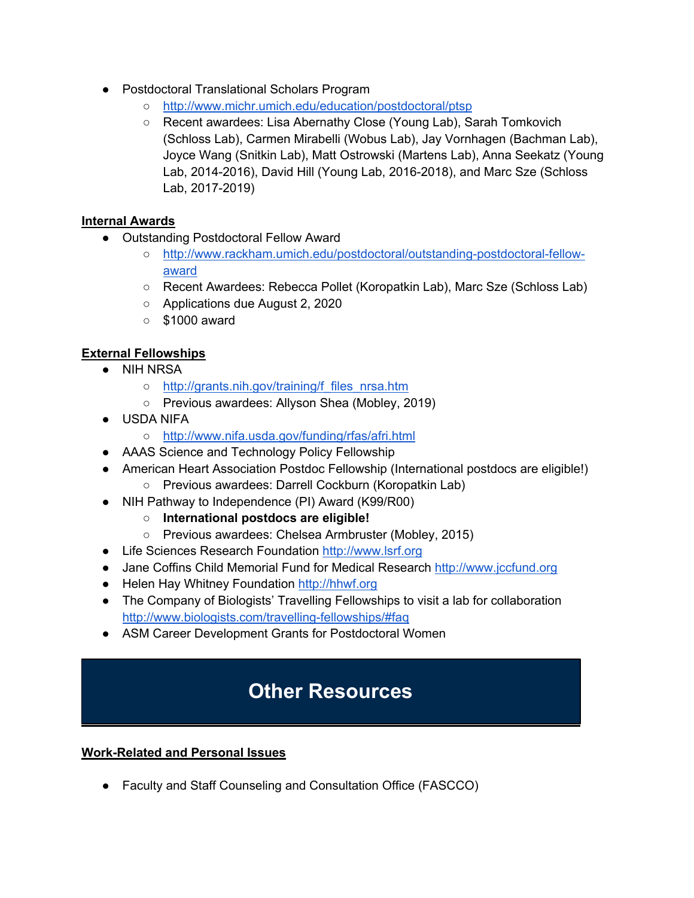- Postdoctoral Translational Scholars Program
    - http://www.michr.umich.edu/education/postdoctoral/ptsp
    - Recent awardees: Lisa Abernathy Close (Young Lab), Sarah Tomkovich (Schloss Lab), Carmen Mirabelli (Wobus Lab), Jay Vornhagen (Bachman Lab), Joyce Wang (Snitkin Lab), Matt Ostrowski (Martens Lab), Anna Seekatz (Young Lab, 2014-2016), David Hill (Young Lab, 2016-2018), and Marc Sze (Schloss Lab, 2017-2019)

**Internal Awards**

- Outstanding Postdoctoral Fellow Award
    - http://www.rackham.umich.edu/postdoctoral/outstanding-postdoctoral-fellow-award
    - Recent Awardees: Rebecca Pollet (Koropatkin Lab), Marc Sze (Schloss Lab)
    - Applications due August 2, 2020
    - $1000 award

**External Fellowships**

- NIH NRSA
    - http://grants.nih.gov/training/f_files_nrsa.htm
    - Previous awardees: Allyson Shea (Mobley, 2019)
- USDA NIFA
    - http://www.nifa.usda.gov/funding/rfas/afri.html
- AAAS Science and Technology Policy Fellowship
- American Heart Association Postdoc Fellowship (International postdocs are eligible!)
    - Previous awardees: Darrell Cockburn (Koropatkin Lab)
- NIH Pathway to Independence (PI) Award (K99/R00)
    - **International postdocs are eligible!**
    - Previous awardees: Chelsea Armbruster (Mobley, 2015)
- Life Sciences Research Foundation http://www.lsrf.org
- Jane Coffins Child Memorial Fund for Medical Research http://www.jccfund.org
- Helen Hay Whitney Foundation http://hhwf.org
- The Company of Biologists' Travelling Fellowships to visit a lab for collaboration http://www.biologists.com/travelling-fellowships/#faq
- ASM Career Development Grants for Postdoctoral Women

# Other Resources

**Work-Related and Personal Issues**

- Faculty and Staff Counseling and Consultation Office (FASCCO)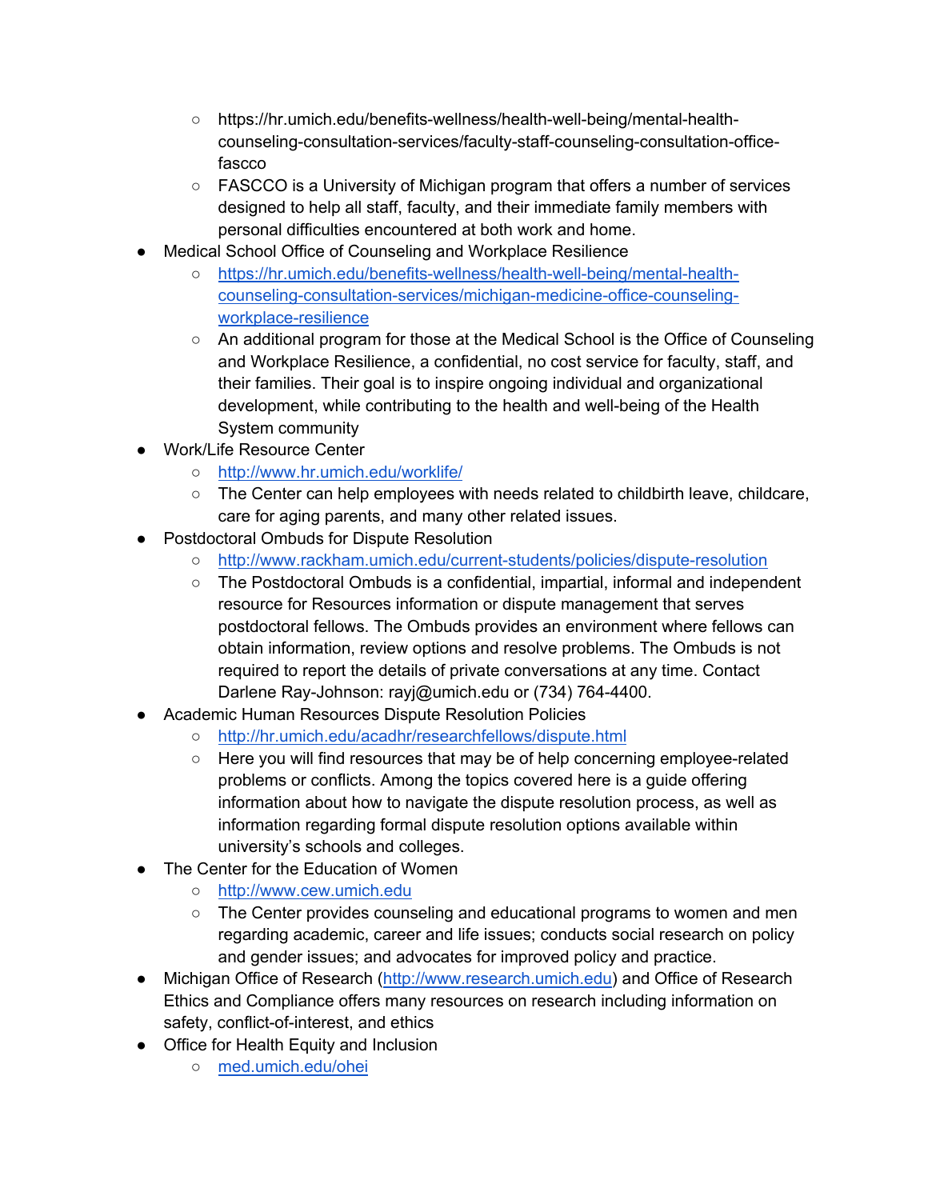- https://hr.umich.edu/benefits-wellness/health-well-being/mental-health-counseling-consultation-services/faculty-staff-counseling-consultation-office-fascco
    - FASCCO is a University of Michigan program that offers a number of services designed to help all staff, faculty, and their immediate family members with personal difficulties encountered at both work and home.
- Medical School Office of Counseling and Workplace Resilience
    - https://hr.umich.edu/benefits-wellness/health-well-being/mental-health-counseling-consultation-services/michigan-medicine-office-counseling-workplace-resilience
    - An additional program for those at the Medical School is the Office of Counseling and Workplace Resilience, a confidential, no cost service for faculty, staff, and their families. Their goal is to inspire ongoing individual and organizational development, while contributing to the health and well-being of the Health System community
- Work/Life Resource Center
    - http://www.hr.umich.edu/worklife/
    - The Center can help employees with needs related to childbirth leave, childcare, care for aging parents, and many other related issues.
- Postdoctoral Ombuds for Dispute Resolution
    - http://www.rackham.umich.edu/current-students/policies/dispute-resolution
    - The Postdoctoral Ombuds is a confidential, impartial, informal and independent resource for Resources information or dispute management that serves postdoctoral fellows. The Ombuds provides an environment where fellows can obtain information, review options and resolve problems. The Ombuds is not required to report the details of private conversations at any time. Contact Darlene Ray-Johnson: rayj@umich.edu or (734) 764-4400.
- Academic Human Resources Dispute Resolution Policies
    - http://hr.umich.edu/acadhr/researchfellows/dispute.html
    - Here you will find resources that may be of help concerning employee-related problems or conflicts. Among the topics covered here is a guide offering information about how to navigate the dispute resolution process, as well as information regarding formal dispute resolution options available within university's schools and colleges.
- The Center for the Education of Women
    - http://www.cew.umich.edu
    - The Center provides counseling and educational programs to women and men regarding academic, career and life issues; conducts social research on policy and gender issues; and advocates for improved policy and practice.
- Michigan Office of Research (http://www.research.umich.edu) and Office of Research Ethics and Compliance offers many resources on research including information on safety, conflict-of-interest, and ethics
- Office for Health Equity and Inclusion
    - med.umich.edu/ohei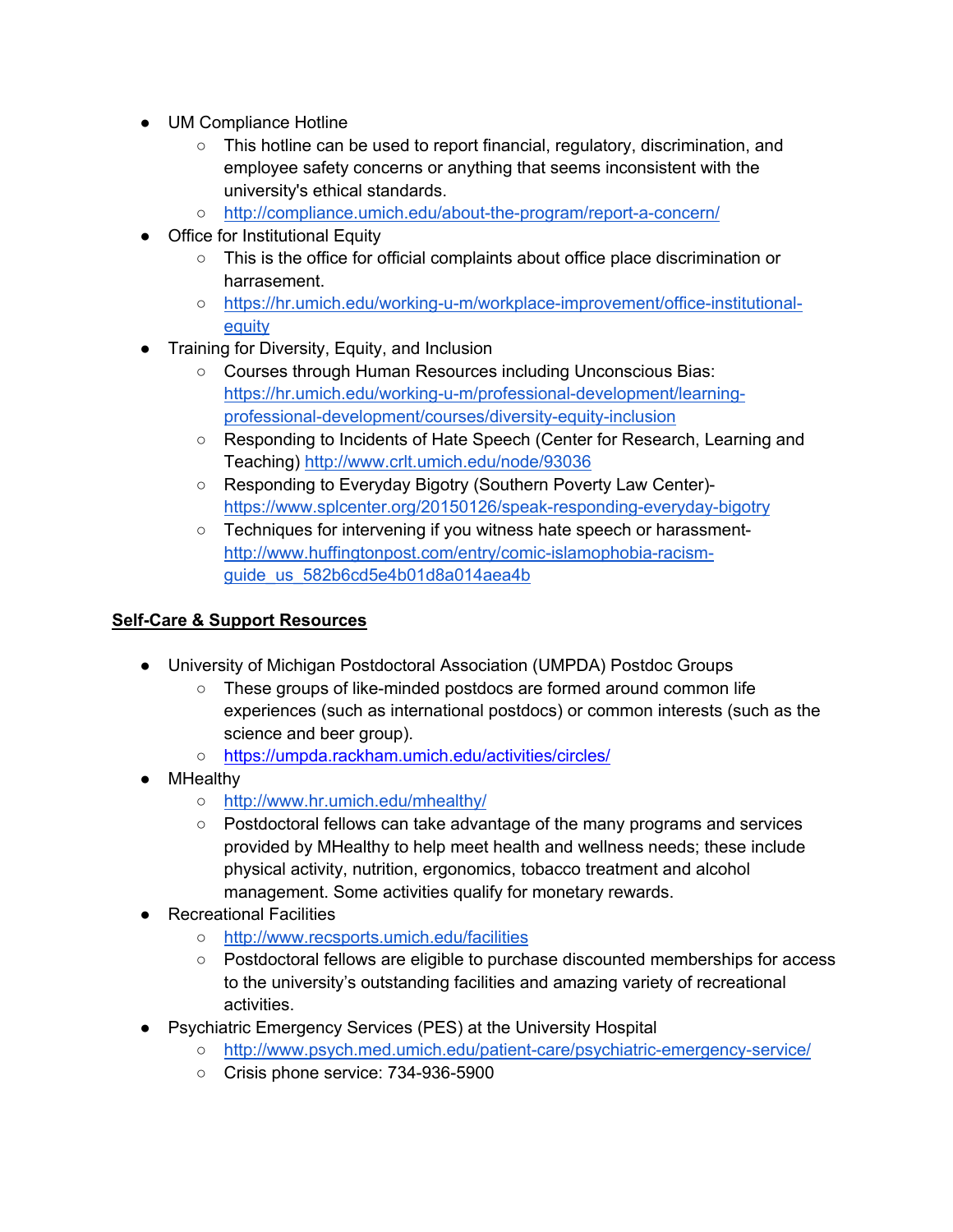- UM Compliance Hotline
    - This hotline can be used to report financial, regulatory, discrimination, and employee safety concerns or anything that seems inconsistent with the university's ethical standards.
    - http://compliance.umich.edu/about-the-program/report-a-concern/
- Office for Institutional Equity
    - This is the office for official complaints about office place discrimination or harrasement.
    - https://hr.umich.edu/working-u-m/workplace-improvement/office-institutional-equity
- Training for Diversity, Equity, and Inclusion
    - Courses through Human Resources including Unconscious Bias: https://hr.umich.edu/working-u-m/professional-development/learning-professional-development/courses/diversity-equity-inclusion
    - Responding to Incidents of Hate Speech (Center for Research, Learning and Teaching) http://www.crlt.umich.edu/node/93036
    - Responding to Everyday Bigotry (Southern Poverty Law Center)- https://www.splcenter.org/20150126/speak-responding-everyday-bigotry
    - Techniques for intervening if you witness hate speech or harassment- http://www.huffingtonpost.com/entry/comic-islamophobia-racism-guide_us_582b6cd5e4b01d8a014aea4b

**Self-Care & Support Resources**

- University of Michigan Postdoctoral Association (UMPDA) Postdoc Groups
    - These groups of like-minded postdocs are formed around common life experiences (such as international postdocs) or common interests (such as the science and beer group).
    - https://umpda.rackham.umich.edu/activities/circles/
- MHealthy
    - http://www.hr.umich.edu/mhealthy/
    - Postdoctoral fellows can take advantage of the many programs and services provided by MHealthy to help meet health and wellness needs; these include physical activity, nutrition, ergonomics, tobacco treatment and alcohol management. Some activities qualify for monetary rewards.
- Recreational Facilities
    - http://www.recsports.umich.edu/facilities
    - Postdoctoral fellows are eligible to purchase discounted memberships for access to the university's outstanding facilities and amazing variety of recreational activities.
- Psychiatric Emergency Services (PES) at the University Hospital
    - http://www.psych.med.umich.edu/patient-care/psychiatric-emergency-service/
    - Crisis phone service: 734-936-5900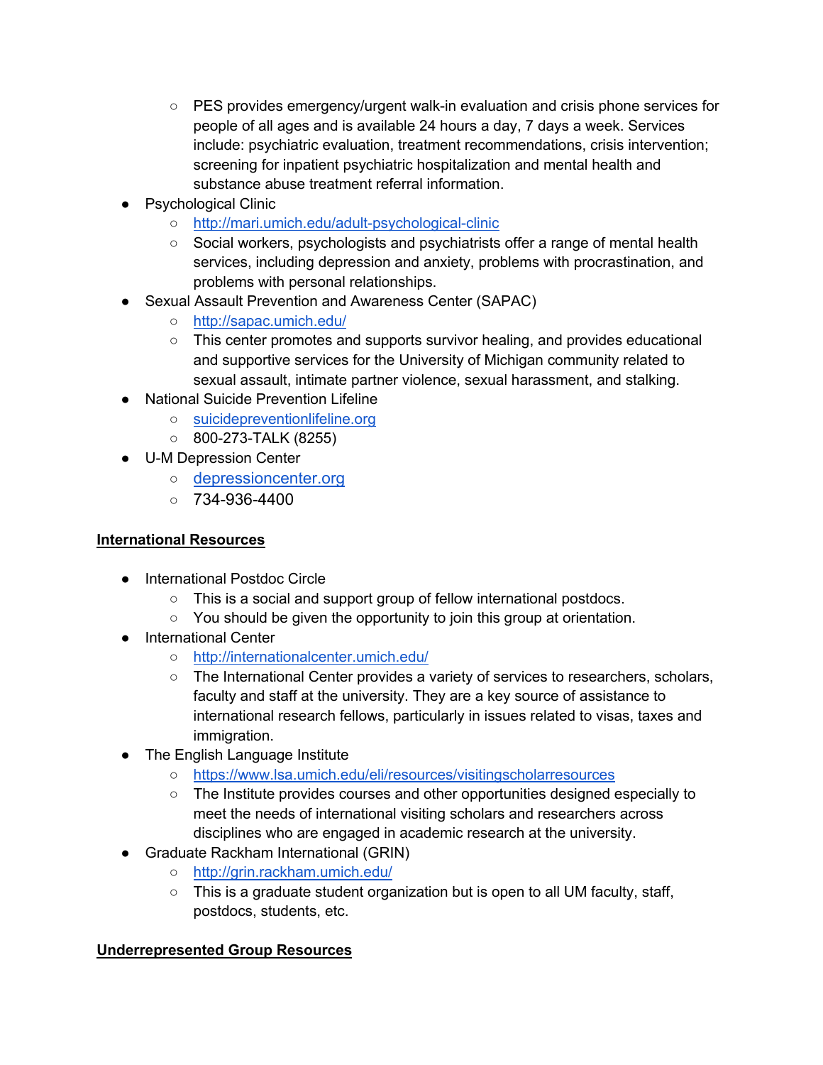- PES provides emergency/urgent walk-in evaluation and crisis phone services for people of all ages and is available 24 hours a day, 7 days a week. Services include: psychiatric evaluation, treatment recommendations, crisis intervention; screening for inpatient psychiatric hospitalization and mental health and substance abuse treatment referral information.
- Psychological Clinic
    - [http://mari.umich.edu/adult-psychological-clinic](http://mari.umich.edu/adult-psychological-clinic)
    - Social workers, psychologists and psychiatrists offer a range of mental health services, including depression and anxiety, problems with procrastination, and problems with personal relationships.
- Sexual Assault Prevention and Awareness Center (SAPAC)
    - [http://sapac.umich.edu/](http://sapac.umich.edu/)
    - This center promotes and supports survivor healing, and provides educational and supportive services for the University of Michigan community related to sexual assault, intimate partner violence, sexual harassment, and stalking.
- National Suicide Prevention Lifeline
    - [suicidepreventionlifeline.org](http://suicidepreventionlifeline.org)
    - 800-273-TALK (8255)
- U-M Depression Center
    - [depressioncenter.org](http://depressioncenter.org)
    - 734-936-4400

## International Resources

- International Postdoc Circle
    - This is a social and support group of fellow international postdocs.
    - You should be given the opportunity to join this group at orientation.
- International Center
    - [http://internationalcenter.umich.edu/](http://internationalcenter.umich.edu/)
    - The International Center provides a variety of services to researchers, scholars, faculty and staff at the university. They are a key source of assistance to international research fellows, particularly in issues related to visas, taxes and immigration.
- The English Language Institute
    - [https://www.lsa.umich.edu/eli/resources/visitingscholarresources](https://www.lsa.umich.edu/eli/resources/visitingscholarresources)
    - The Institute provides courses and other opportunities designed especially to meet the needs of international visiting scholars and researchers across disciplines who are engaged in academic research at the university.
- Graduate Rackham International (GRIN)
    - [http://grin.rackham.umich.edu/](http://grin.rackham.umich.edu/)
    - This is a graduate student organization but is open to all UM faculty, staff, postdocs, students, etc.

## Underrepresented Group Resources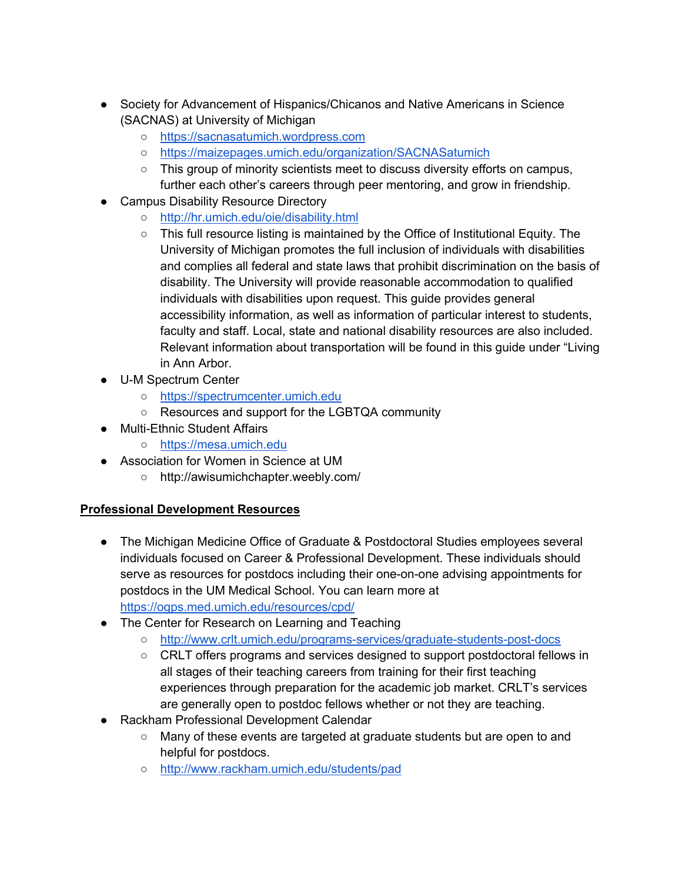- Society for Advancement of Hispanics/Chicanos and Native Americans in Science (SACNAS) at University of Michigan
  - https://sacnasatumich.wordpress.com
  - https://maizepages.umich.edu/organization/SACNASatumich
  - This group of minority scientists meet to discuss diversity efforts on campus, further each other's careers through peer mentoring, and grow in friendship.
- Campus Disability Resource Directory
  - http://hr.umich.edu/oie/disability.html
  - This full resource listing is maintained by the Office of Institutional Equity. The University of Michigan promotes the full inclusion of individuals with disabilities and complies all federal and state laws that prohibit discrimination on the basis of disability. The University will provide reasonable accommodation to qualified individuals with disabilities upon request. This guide provides general accessibility information, as well as information of particular interest to students, faculty and staff. Local, state and national disability resources are also included. Relevant information about transportation will be found in this guide under "Living in Ann Arbor.
- U-M Spectrum Center
  - https://spectrumcenter.umich.edu
  - Resources and support for the LGBTQA community
- Multi-Ethnic Student Affairs
  - https://mesa.umich.edu
- Association for Women in Science at UM
  - http://awisumichchapter.weebly.com/

## Professional Development Resources

- The Michigan Medicine Office of Graduate & Postdoctoral Studies employees several individuals focused on Career & Professional Development. These individuals should serve as resources for postdocs including their one-on-one advising appointments for postdocs in the UM Medical School. You can learn more at https://ogps.med.umich.edu/resources/cpd/
- The Center for Research on Learning and Teaching
  - http://www.crlt.umich.edu/programs-services/graduate-students-post-docs
  - CRLT offers programs and services designed to support postdoctoral fellows in all stages of their teaching careers from training for their first teaching experiences through preparation for the academic job market. CRLT's services are generally open to postdoc fellows whether or not they are teaching.
- Rackham Professional Development Calendar
  - Many of these events are targeted at graduate students but are open to and helpful for postdocs.
  - http://www.rackham.umich.edu/students/pad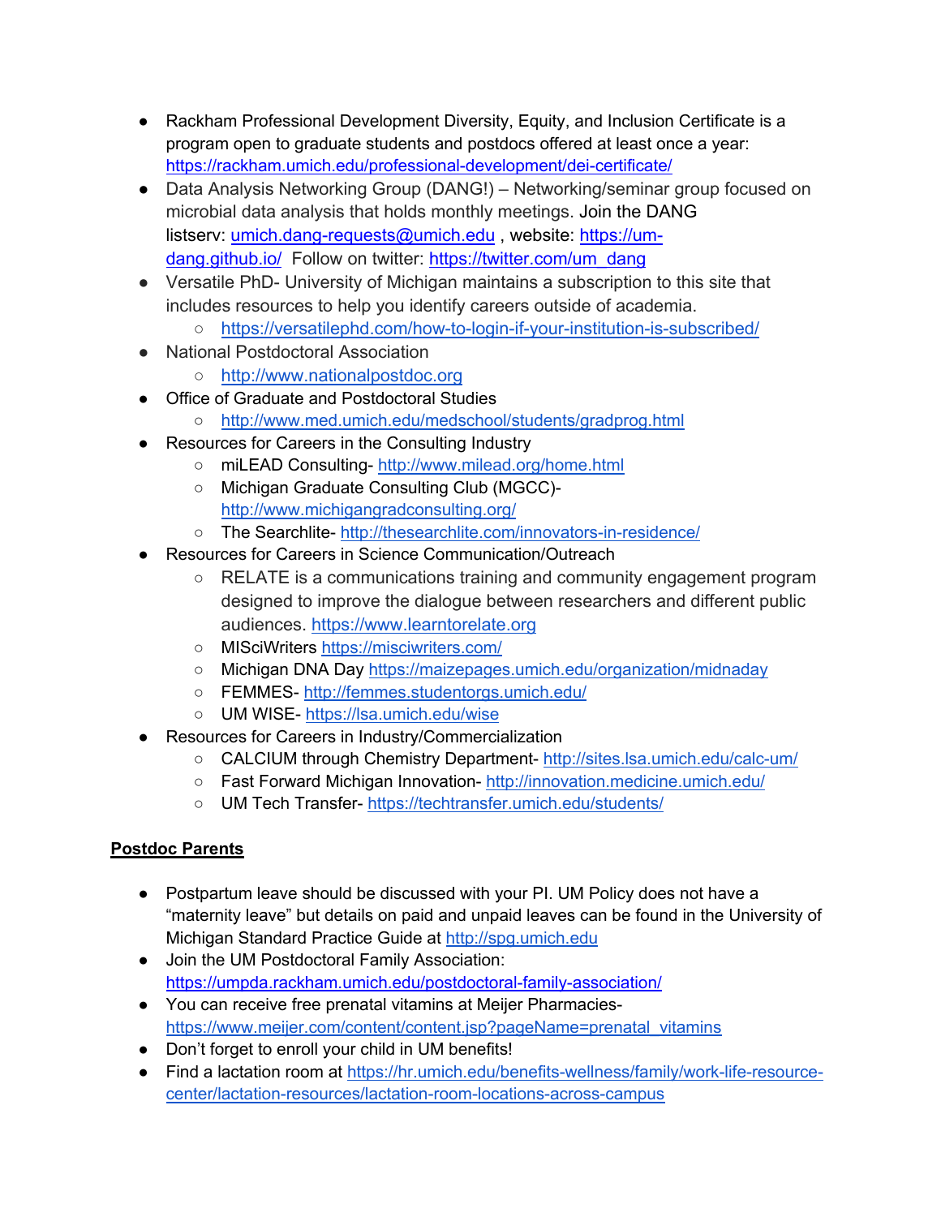- Rackham Professional Development Diversity, Equity, and Inclusion Certificate is a program open to graduate students and postdocs offered at least once a year: https://rackham.umich.edu/professional-development/dei-certificate/
- Data Analysis Networking Group (DANG!) – Networking/seminar group focused on microbial data analysis that holds monthly meetings. Join the DANG listserv: umich.dang-requests@umich.edu , website: https://um-dang.github.io/ Follow on twitter: https://twitter.com/um_dang
- Versatile PhD- University of Michigan maintains a subscription to this site that includes resources to help you identify careers outside of academia.
  - https://versatilephd.com/how-to-login-if-your-institution-is-subscribed/
- National Postdoctoral Association
  - http://www.nationalpostdoc.org
- Office of Graduate and Postdoctoral Studies
  - http://www.med.umich.edu/medschool/students/gradprog.html
- Resources for Careers in the Consulting Industry
  - miLEAD Consulting- http://www.milead.org/home.html
  - Michigan Graduate Consulting Club (MGCC)- http://www.michigangradconsulting.org/
  - The Searchlite- http://thesearchlite.com/innovators-in-residence/
- Resources for Careers in Science Communication/Outreach
  - RELATE is a communications training and community engagement program designed to improve the dialogue between researchers and different public audiences. https://www.learntorelate.org
  - MISciWriters https://misciwriters.com/
  - Michigan DNA Day https://maizepages.umich.edu/organization/midnaday
  - FEMMES- http://femmes.studentorgs.umich.edu/
  - UM WISE- https://lsa.umich.edu/wise
- Resources for Careers in Industry/Commercialization
  - CALCIUM through Chemistry Department- http://sites.lsa.umich.edu/calc-um/
  - Fast Forward Michigan Innovation- http://innovation.medicine.umich.edu/
  - UM Tech Transfer- https://techtransfer.umich.edu/students/

**Postdoc Parents**

- Postpartum leave should be discussed with your PI. UM Policy does not have a "maternity leave" but details on paid and unpaid leaves can be found in the University of Michigan Standard Practice Guide at http://spg.umich.edu
- Join the UM Postdoctoral Family Association: https://umpda.rackham.umich.edu/postdoctoral-family-association/
- You can receive free prenatal vitamins at Meijer Pharmacies- https://www.meijer.com/content/content.jsp?pageName=prenatal_vitamins
- Don't forget to enroll your child in UM benefits!
- Find a lactation room at https://hr.umich.edu/benefits-wellness/family/work-life-resource-center/lactation-resources/lactation-room-locations-across-campus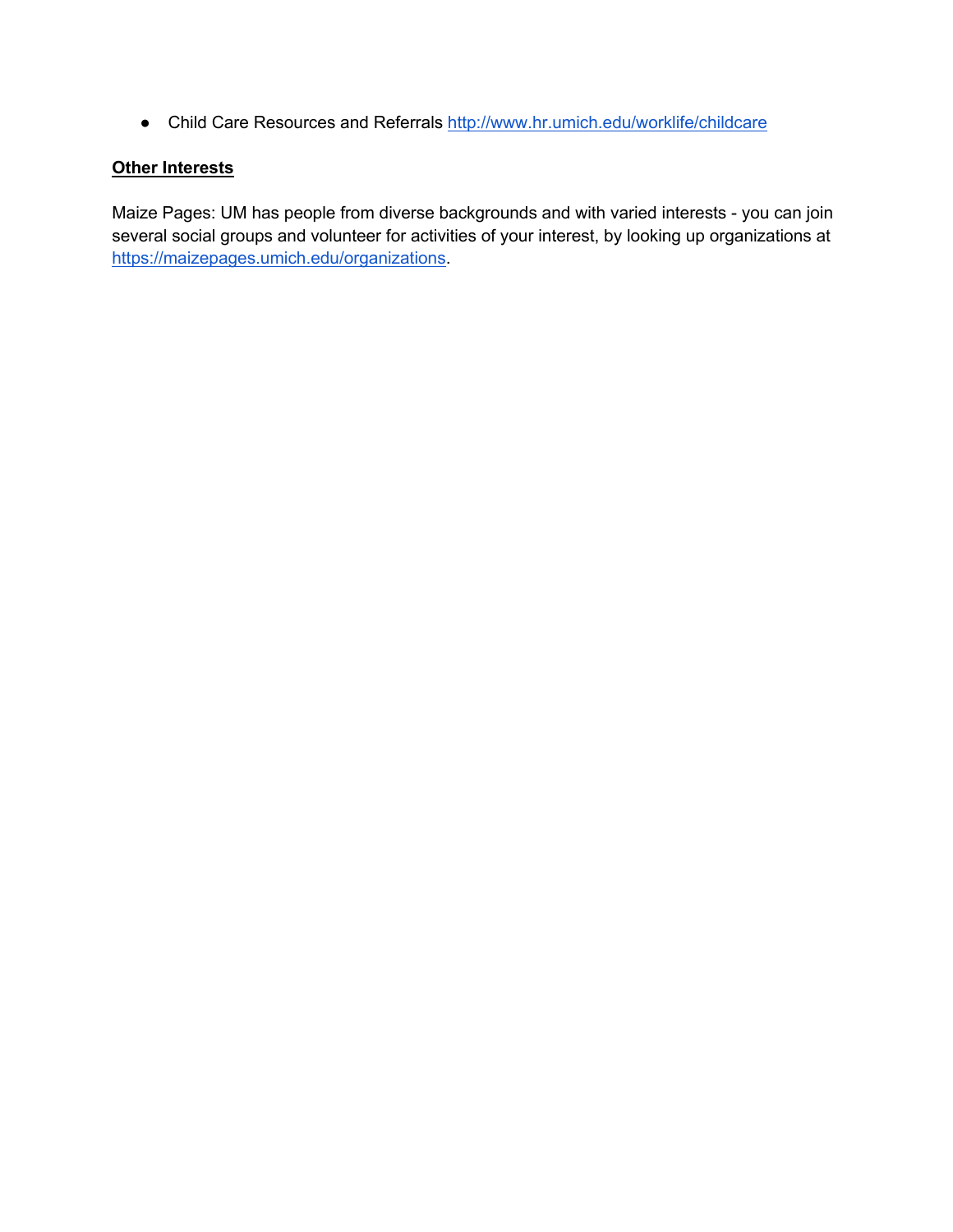- Child Care Resources and Referrals http://www.hr.umich.edu/worklife/childcare

**Other Interests**

Maize Pages: UM has people from diverse backgrounds and with varied interests - you can join several social groups and volunteer for activities of your interest, by looking up organizations at https://maizepages.umich.edu/organizations.